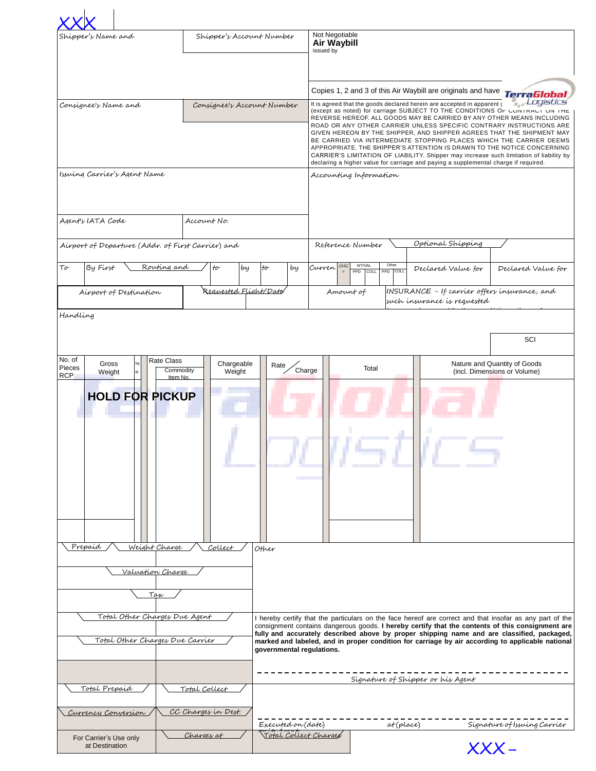XXX

| Shipper's Name and | Shipper's Account Number | Not Negotiable **Air Waybill** issued by |
|---|---|---|
| | | Copies 1, 2 and 3 of this Air Waybill are originals and have |
| Consignee's Name and | Consignee's Account Number | It is agreed that the goods declared herein are accepted in apparent ( (except as noted) for carriage SUBJECT TO THE CONDITIONS OF CONTRACT ON THE REVERSE HEREOF. ALL GOODS MAY BE CARRIED BY ANY OTHER MEANS INCLUDING ROAD OR ANY OTHER CARRIER UNLESS SPECIFIC CONTRARY INSTRUCTIONS ARE GIVEN HEREON BY THE SHIPPER, AND SHIPPER AGREES THAT THE SHIPMENT MAY BE CARRIED VIA INTERMEDIATE STOPPING PLACES WHICH THE CARRIER DEEMS APPROPRIATE. THE SHIPPER'S ATTENTION IS DRAWN TO THE NOTICE CONCERNING CARRIER'S LIMITATION OF LIABILITY. Shipper may increase such limitation of liability by declaring a higher value for carriage and paying a supplemental charge if required. |
| Issuing Carrier's Agent Name | | Accounting Information |
| Agent's IATA Code | Account No. | |

TerraGlobal Logistics

| Airport of Departure (Addr. of First Carrier) and | Reference Number | Optional Shipping |
|---|---|---|

| To | By First | Routing and | to | by | to | by | Curren | CHGe | WT/VAL PPD | WT/VAL COLL | Other PPD | Other COLL | Declared Value for | Declared Value for |
|---|---|---|---|---|---|---|---|---|---|---|---|---|---|---|

| Airport of Destination | Requested Flight/Date | Amount of | INSURANCE - If carrier offers insurance, and such insurance is requested |
|---|---|---|---|

Handling

SCI

| No. of Pieces RCP | Gross Weight | kg lb | Rate Class Commodity Item No. | Chargeable Weight | Rate / Charge | Total | Nature and Quantity of Goods (incl. Dimensions or Volume) |
|---|---|---|---|---|---|---|---|
| | **HOLD FOR PICKUP** | | | | | | |

| Prepaid | Weight Charge | Collect | Other |
|---|---|---|---|
| Valuation Charge | | | |
| Tax | | | |
| Total Other Charges Due Agent | | | I hereby certify that the particulars on the face hereof are correct and that insofar as any part of the consignment contains dangerous goods. **I hereby certify that the contents of this consignment are fully and accurately described above by proper shipping name and are classified, packaged, marked and labeled, and in proper condition for carriage by air according to applicable national governmental regulations.** |
| Total Other Charges Due Carrier | | | |
| | | | Signature of Shipper or his Agent |
| Total Prepaid | Total Collect | | |
| Currency Conversion | CC Charges in Dest. | | Executed on (date) at (place) Signature of Issuing Carrier |
| For Carrier's Use only at Destination | Charges at | | Total Collect Charges |

XXX-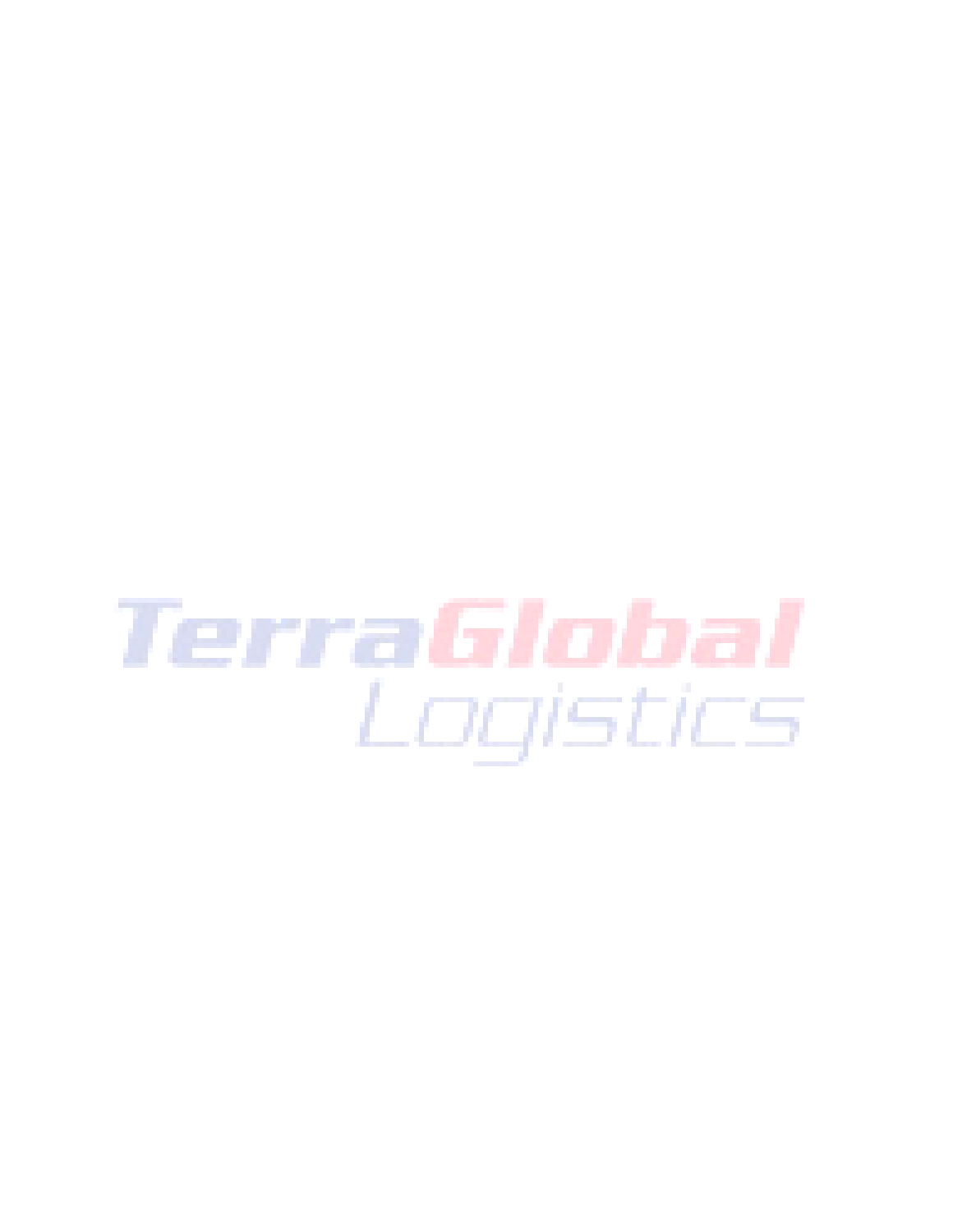TerraGlobal
Logistics